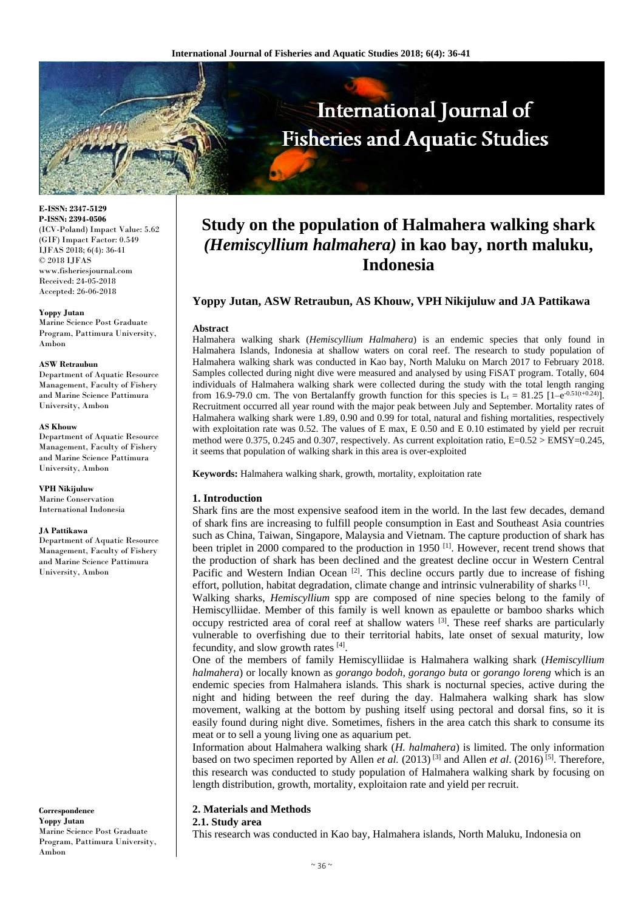# Study on the population of Halmahera walking shark *(Hemiscyllium halmahera)* in kao bay, north maluku, Indonesia

**Yoppy Jutan, ASW Retraubun, AS Khouw, VPH Nikijuluw and JA Pattikawa**

E-ISSN: 2347-5129
P-ISSN: 2394-0506
(ICV-Poland) Impact Value: 5.62
(GIF) Impact Factor: 0.549
IJFAS 2018; 6(4): 36-41
© 2018 IJFAS
www.fisheriesjournal.com
Received: 24-05-2018
Accepted: 26-06-2018

**Yoppy Jutan**
Marine Science Post Graduate Program, Pattimura University, Ambon

**ASW Retraubun**
Department of Aquatic Resource Management, Faculty of Fishery and Marine Science Pattimura University, Ambon

**AS Khouw**
Department of Aquatic Resource Management, Faculty of Fishery and Marine Science Pattimura University, Ambon

**VPH Nikijuluw**
Marine Conservation International Indonesia

**JA Pattikawa**
Department of Aquatic Resource Management, Faculty of Fishery and Marine Science Pattimura University, Ambon

**Correspondence**
**Yoppy Jutan**
Marine Science Post Graduate Program, Pattimura University, Ambon

**Abstract**

Halmahera walking shark (*Hemiscyllium Halmahera*) is an endemic species that only found in Halmahera Islands, Indonesia at shallow waters on coral reef. The research to study population of Halmahera walking shark was conducted in Kao bay, North Maluku on March 2017 to February 2018. Samples collected during night dive were measured and analysed by using FiSAT program. Totally, 604 individuals of Halmahera walking shark were collected during the study with the total length ranging from 16.9-79.0 cm. The von Bertalanffy growth function for this species is $L_t = 81.25\ [1–e^{-0.51(t+0.24)}]$. Recruitment occurred all year round with the major peak between July and September. Mortality rates of Halmahera walking shark were 1.89, 0.90 and 0.99 for total, natural and fishing mortalities, respectively with exploitation rate was 0.52. The values of E max, E 0.50 and E 0.10 estimated by yield per recruit method were 0.375, 0.245 and 0.307, respectively. As current exploitation ratio, E=0.52 > EMSY=0.245, it seems that population of walking shark in this area is over-exploited

**Keywords:** Halmahera walking shark, growth, mortality, exploitation rate

## 1. Introduction

Shark fins are the most expensive seafood item in the world. In the last few decades, demand of shark fins are increasing to fulfill people consumption in East and Southeast Asia countries such as China, Taiwan, Singapore, Malaysia and Vietnam. The capture production of shark has been triplet in 2000 compared to the production in 1950 [1]. However, recent trend shows that the production of shark has been declined and the greatest decline occur in Western Central Pacific and Western Indian Ocean [2]. This decline occurs partly due to increase of fishing effort, pollution, habitat degradation, climate change and intrinsic vulnerability of sharks [1].

Walking sharks, *Hemiscyllium* spp are composed of nine species belong to the family of Hemiscylliidae. Member of this family is well known as epaulette or bamboo sharks which occupy restricted area of coral reef at shallow waters [3]. These reef sharks are particularly vulnerable to overfishing due to their territorial habits, late onset of sexual maturity, low fecundity, and slow growth rates [4].

One of the members of family Hemiscylliidae is Halmahera walking shark (*Hemiscyllium halmahera*) or locally known as *gorango bodoh, gorango buta* or *gorango loreng* which is an endemic species from Halmahera islands. This shark is nocturnal species, active during the night and hiding between the reef during the day. Halmahera walking shark has slow movement, walking at the bottom by pushing itself using pectoral and dorsal fins, so it is easily found during night dive. Sometimes, fishers in the area catch this shark to consume its meat or to sell a young living one as aquarium pet.

Information about Halmahera walking shark (*H. halmahera*) is limited. The only information based on two specimen reported by Allen *et al.* (2013) [3] and Allen *et al*. (2016) [5]. Therefore, this research was conducted to study population of Halmahera walking shark by focusing on length distribution, growth, mortality, exploitaion rate and yield per recruit.

## 2. Materials and Methods

### 2.1. Study area

This research was conducted in Kao bay, Halmahera islands, North Maluku, Indonesia on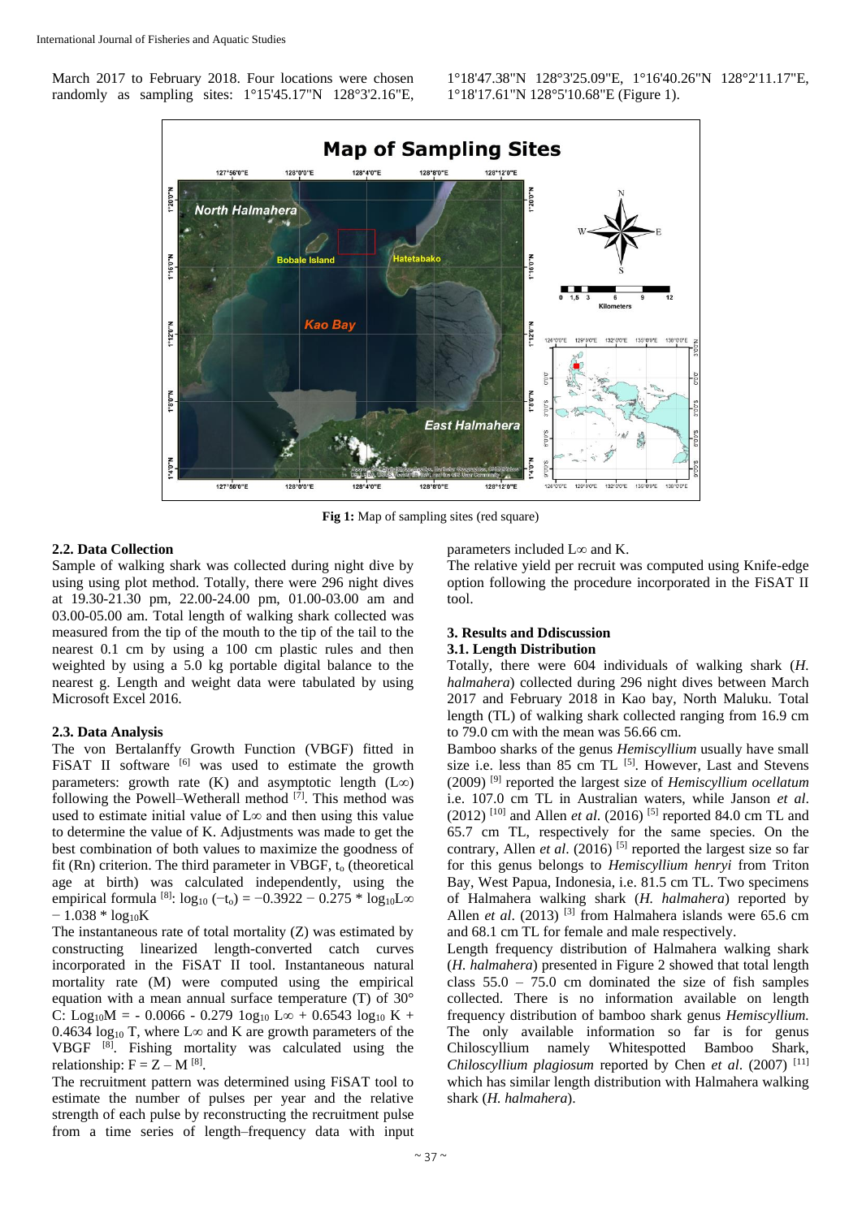March 2017 to February 2018. Four locations were chosen randomly as sampling sites: 1°15'45.17"N 128°3'2.16"E, 1°18'47.38"N 128°3'25.09"E, 1°16'40.26"N 128°2'11.17"E, 1°18'17.61"N 128°5'10.68"E (Figure 1).

**Fig 1:** Map of sampling sites (red square)

### 2.2. Data Collection

Sample of walking shark was collected during night dive by using using plot method. Totally, there were 296 night dives at 19.30-21.30 pm, 22.00-24.00 pm, 01.00-03.00 am and 03.00-05.00 am. Total length of walking shark collected was measured from the tip of the mouth to the tip of the tail to the nearest 0.1 cm by using a 100 cm plastic rules and then weighted by using a 5.0 kg portable digital balance to the nearest g. Length and weight data were tabulated by using Microsoft Excel 2016.

### 2.3. Data Analysis

The von Bertalanffy Growth Function (VBGF) fitted in FiSAT II software [6] was used to estimate the growth parameters: growth rate (K) and asymptotic length ($L\infty$) following the Powell–Wetherall method [7]. This method was used to estimate initial value of $L\infty$ and then using this value to determine the value of K. Adjustments was made to get the best combination of both values to maximize the goodness of fit (Rn) criterion. The third parameter in VBGF, $t_o$ (theoretical age at birth) was calculated independently, using the empirical formula [8]: $\log_{10}(-t_o) = -0.3922 - 0.275 * \log_{10}L\infty - 1.038 * \log_{10}K$

The instantaneous rate of total mortality (Z) was estimated by constructing linearized length-converted catch curves incorporated in the FiSAT II tool. Instantaneous natural mortality rate (M) were computed using the empirical equation with a mean annual surface temperature (T) of 30° C: $\text{Log}_{10}M = -0.0066 - 0.279 \log_{10} L\infty + 0.6543 \log_{10} K + 0.4634 \log_{10} T$, where $L\infty$ and K are growth parameters of the VBGF [8]. Fishing mortality was calculated using the relationship: $F = Z - M$ [8].

The recruitment pattern was determined using FiSAT tool to estimate the number of pulses per year and the relative strength of each pulse by reconstructing the recruitment pulse from a time series of length–frequency data with input parameters included $L\infty$ and K.

The relative yield per recruit was computed using Knife-edge option following the procedure incorporated in the FiSAT II tool.

## 3. Results and Ddiscussion

### 3.1. Length Distribution

Totally, there were 604 individuals of walking shark (*H. halmahera*) collected during 296 night dives between March 2017 and February 2018 in Kao bay, North Maluku. Total length (TL) of walking shark collected ranging from 16.9 cm to 79.0 cm with the mean was 56.66 cm.

Bamboo sharks of the genus *Hemiscyllium* usually have small size i.e. less than 85 cm TL [5]. However, Last and Stevens (2009) [9] reported the largest size of *Hemiscyllium ocellatum* i.e. 107.0 cm TL in Australian waters, while Janson *et al*. (2012) [10] and Allen *et al*. (2016) [5] reported 84.0 cm TL and 65.7 cm TL, respectively for the same species. On the contrary, Allen *et al*. (2016) [5] reported the largest size so far for this genus belongs to *Hemiscyllium henryi* from Triton Bay, West Papua, Indonesia, i.e. 81.5 cm TL. Two specimens of Halmahera walking shark (*H. halmahera*) reported by Allen *et al*. (2013) [3] from Halmahera islands were 65.6 cm and 68.1 cm TL for female and male respectively.

Length frequency distribution of Halmahera walking shark (*H. halmahera*) presented in Figure 2 showed that total length class 55.0 – 75.0 cm dominated the size of fish samples collected. There is no information available on length frequency distribution of bamboo shark genus *Hemiscyllium.* The only available information so far is for genus Chiloscyllium namely Whitespotted Bamboo Shark, *Chiloscyllium plagiosum* reported by Chen *et al*. (2007) [11] which has similar length distribution with Halmahera walking shark (*H. halmahera*).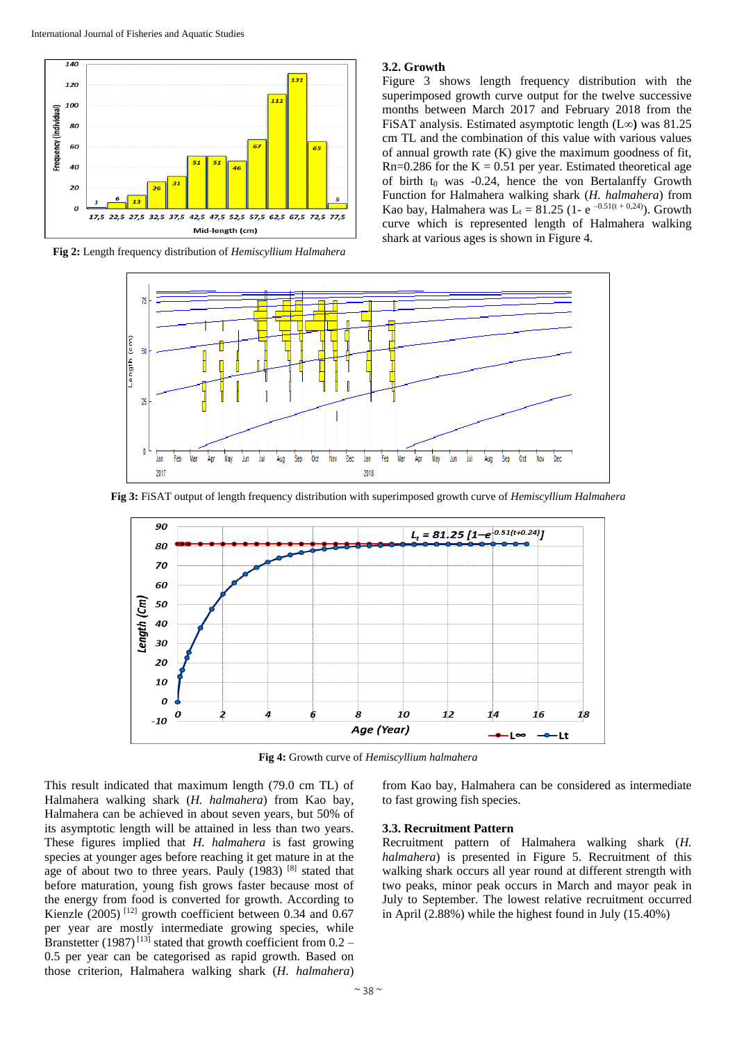Fig 2: Length frequency distribution of *Hemiscyllium Halmahera*

### 3.2. Growth

Figure 3 shows length frequency distribution with the superimposed growth curve output for the twelve successive months between March 2017 and February 2018 from the FiSAT analysis. Estimated asymptotic length ($L\infty$) was 81.25 cm TL and the combination of this value with various values of annual growth rate (K) give the maximum goodness of fit, Rn=0.286 for the K = 0.51 per year. Estimated theoretical age of birth $t_0$ was -0.24, hence the von Bertalanffy Growth Function for Halmahera walking shark (*H. halmahera*) from Kao bay, Halmahera was $L_t = 81.25\ (1\text{- e}^{-0.51(t + 0,24)})$. Growth curve which is represented length of Halmahera walking shark at various ages is shown in Figure 4.

Fig 3: FiSAT output of length frequency distribution with superimposed growth curve of *Hemiscyllium Halmahera*

Fig 4: Growth curve of *Hemiscyllium halmahera*

This result indicated that maximum length (79.0 cm TL) of Halmahera walking shark (*H. halmahera*) from Kao bay, Halmahera can be achieved in about seven years, but 50% of its asymptotic length will be attained in less than two years. These figures implied that *H. halmahera* is fast growing species at younger ages before reaching it get mature in at the age of about two to three years. Pauly (1983) [8] stated that before maturation, young fish grows faster because most of the energy from food is converted for growth. According to Kienzle (2005) [12] growth coefficient between 0.34 and 0.67 per year are mostly intermediate growing species, while Branstetter (1987) [13] stated that growth coefficient from 0.2 – 0.5 per year can be categorised as rapid growth. Based on those criterion, Halmahera walking shark (*H. halmahera*) from Kao bay, Halmahera can be considered as intermediate to fast growing fish species.

### 3.3. Recruitment Pattern

Recruitment pattern of Halmahera walking shark (*H. halmahera*) is presented in Figure 5. Recruitment of this walking shark occurs all year round at different strength with two peaks, minor peak occurs in March and mayor peak in July to September. The lowest relative recruitment occurred in April (2.88%) while the highest found in July (15.40%)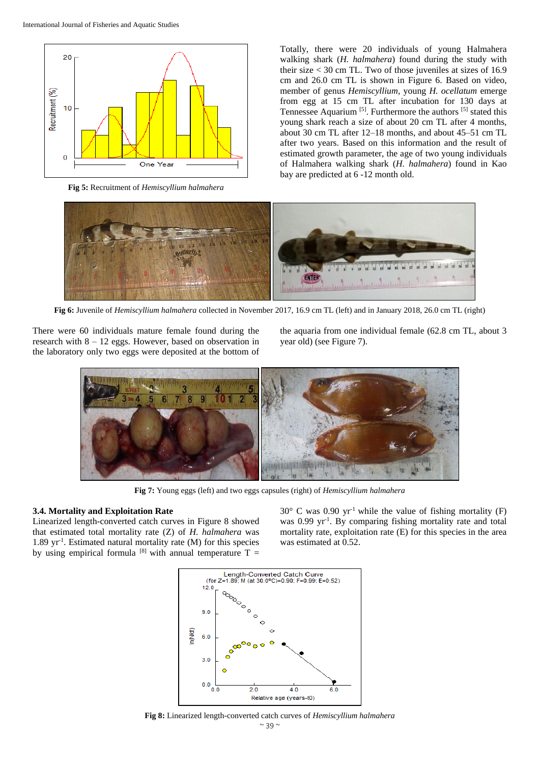Fig 5: Recruitment of *Hemiscyllium halmahera*

Totally, there were 20 individuals of young Halmahera walking shark (*H. halmahera*) found during the study with their size < 30 cm TL. Two of those juveniles at sizes of 16.9 cm and 26.0 cm TL is shown in Figure 6. Based on video, member of genus *Hemiscyllium*, young *H. ocellatum* emerge from egg at 15 cm TL after incubation for 130 days at Tennessee Aquarium [5]. Furthermore the authors [5] stated this young shark reach a size of about 20 cm TL after 4 months, about 30 cm TL after 12–18 months, and about 45–51 cm TL after two years. Based on this information and the result of estimated growth parameter, the age of two young individuals of Halmahera walking shark (*H. halmahera*) found in Kao bay are predicted at 6 -12 month old.

**Fig 6:** Juvenile of *Hemiscyllium halmahera* collected in November 2017, 16.9 cm TL (left) and in January 2018, 26.0 cm TL (right)

There were 60 individuals mature female found during the research with 8 – 12 eggs. However, based on observation in the laboratory only two eggs were deposited at the bottom of the aquaria from one individual female (62.8 cm TL, about 3 year old) (see Figure 7).

**Fig 7:** Young eggs (left) and two eggs capsules (right) of *Hemiscyllium halmahera*

### 3.4. Mortality and Exploitation Rate

Linearized length-converted catch curves in Figure 8 showed that estimated total mortality rate (Z) of *H. halmahera* was 1.89 $yr^{-1}$. Estimated natural mortality rate (M) for this species by using empirical formula [8] with annual temperature T = 30° C was 0.90 $yr^{-1}$ while the value of fishing mortality (F) was 0.99 $yr^{-1}$. By comparing fishing mortality rate and total mortality rate, exploitation rate (E) for this species in the area was estimated at 0.52.

**Fig 8:** Linearized length-converted catch curves of *Hemiscyllium halmahera*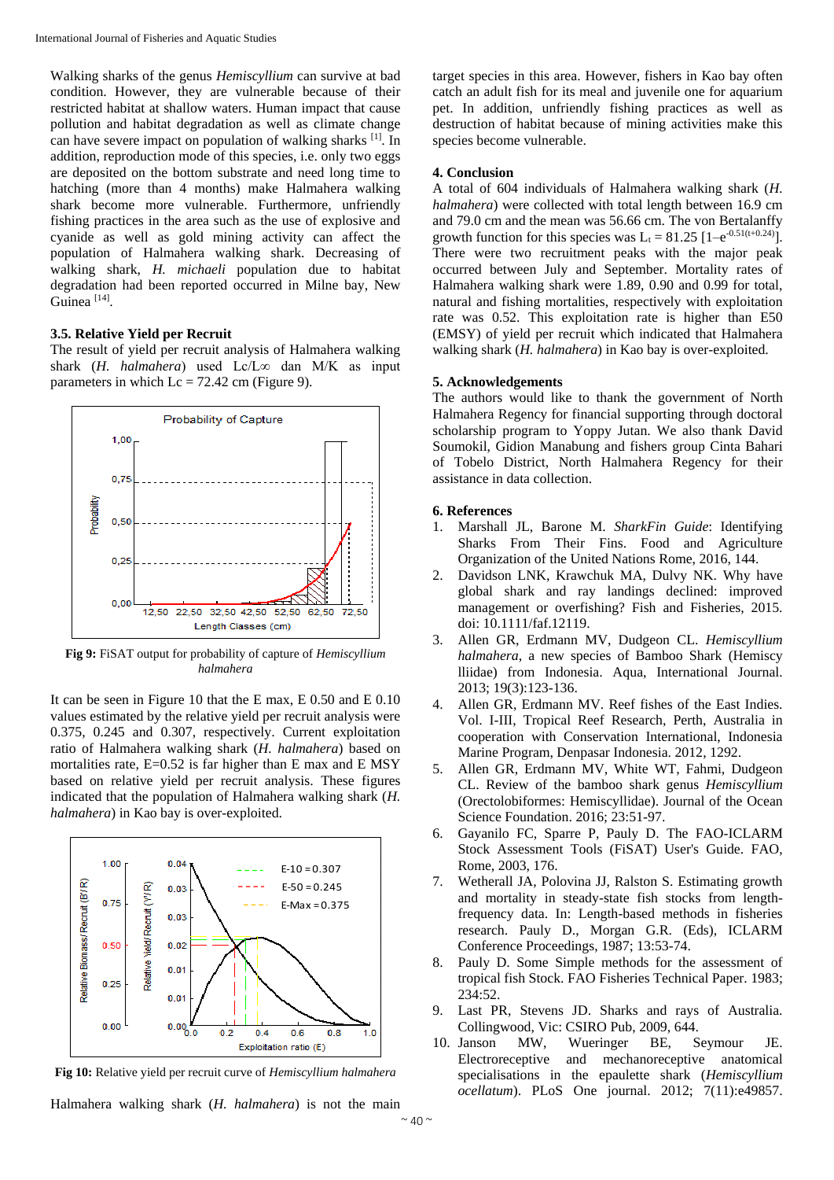Walking sharks of the genus *Hemiscyllium* can survive at bad condition. However, they are vulnerable because of their restricted habitat at shallow waters. Human impact that cause pollution and habitat degradation as well as climate change can have severe impact on population of walking sharks [1]. In addition, reproduction mode of this species, i.e. only two eggs are deposited on the bottom substrate and need long time to hatching (more than 4 months) make Halmahera walking shark become more vulnerable. Furthermore, unfriendly fishing practices in the area such as the use of explosive and cyanide as well as gold mining activity can affect the population of Halmahera walking shark. Decreasing of walking shark, *H. michaeli* population due to habitat degradation had been reported occurred in Milne bay, New Guinea [14].

### 3.5. Relative Yield per Recruit

The result of yield per recruit analysis of Halmahera walking shark (*H. halmahera*) used Lc/L∞ dan M/K as input parameters in which Lc = 72.42 cm (Figure 9).

**Fig 9:** FiSAT output for probability of capture of *Hemiscyllium halmahera*

It can be seen in Figure 10 that the E max, E 0.50 and E 0.10 values estimated by the relative yield per recruit analysis were 0.375, 0.245 and 0.307, respectively. Current exploitation ratio of Halmahera walking shark (*H. halmahera*) based on mortalities rate, E=0.52 is far higher than E max and E MSY based on relative yield per recruit analysis. These figures indicated that the population of Halmahera walking shark (*H. halmahera*) in Kao bay is over-exploited.

**Fig 10:** Relative yield per recruit curve of *Hemiscyllium halmahera*

Halmahera walking shark (*H. halmahera*) is not the main target species in this area. However, fishers in Kao bay often catch an adult fish for its meal and juvenile one for aquarium pet. In addition, unfriendly fishing practices as well as destruction of habitat because of mining activities make this species become vulnerable.

## 4. Conclusion

A total of 604 individuals of Halmahera walking shark (*H. halmahera*) were collected with total length between 16.9 cm and 79.0 cm and the mean was 56.66 cm. The von Bertalanffy growth function for this species was $L_t = 81.25\ [1 - e^{-0.51(t+0.24)}]$. There were two recruitment peaks with the major peak occurred between July and September. Mortality rates of Halmahera walking shark were 1.89, 0.90 and 0.99 for total, natural and fishing mortalities, respectively with exploitation rate was 0.52. This exploitation rate is higher than E50 (EMSY) of yield per recruit which indicated that Halmahera walking shark (*H. halmahera*) in Kao bay is over-exploited.

## 5. Acknowledgements

The authors would like to thank the government of North Halmahera Regency for financial supporting through doctoral scholarship program to Yoppy Jutan. We also thank David Soumokil, Gidion Manabung and fishers group Cinta Bahari of Tobelo District, North Halmahera Regency for their assistance in data collection.

## 6. References

1. Marshall JL, Barone M. *SharkFin Guide*: Identifying Sharks From Their Fins. Food and Agriculture Organization of the United Nations Rome, 2016, 144.
2. Davidson LNK, Krawchuk MA, Dulvy NK. Why have global shark and ray landings declined: improved management or overfishing? Fish and Fisheries, 2015. doi: 10.1111/faf.12119.
3. Allen GR, Erdmann MV, Dudgeon CL. *Hemiscyllium halmahera*, a new species of Bamboo Shark (Hemiscy lliidae) from Indonesia. Aqua, International Journal. 2013; 19(3):123-136.
4. Allen GR, Erdmann MV. Reef fishes of the East Indies. Vol. I-III, Tropical Reef Research, Perth, Australia in cooperation with Conservation International, Indonesia Marine Program, Denpasar Indonesia. 2012, 1292.
5. Allen GR, Erdmann MV, White WT, Fahmi, Dudgeon CL. Review of the bamboo shark genus *Hemiscyllium* (Orectolobiformes: Hemiscyllidae). Journal of the Ocean Science Foundation. 2016; 23:51-97.
6. Gayanilo FC, Sparre P, Pauly D. The FAO-ICLARM Stock Assessment Tools (FiSAT) User's Guide. FAO, Rome, 2003, 176.
7. Wetherall JA, Polovina JJ, Ralston S. Estimating growth and mortality in steady-state fish stocks from length-frequency data. In: Length-based methods in fisheries research. Pauly D., Morgan G.R. (Eds), ICLARM Conference Proceedings, 1987; 13:53-74.
8. Pauly D. Some Simple methods for the assessment of tropical fish Stock. FAO Fisheries Technical Paper. 1983; 234:52.
9. Last PR, Stevens JD. Sharks and rays of Australia. Collingwood, Vic: CSIRO Pub, 2009, 644.
10. Janson MW, Wueringer BE, Seymour JE. Electroreceptive and mechanoreceptive anatomical specialisations in the epaulette shark (*Hemiscyllium ocellatum*). PLoS One journal. 2012; 7(11):e49857.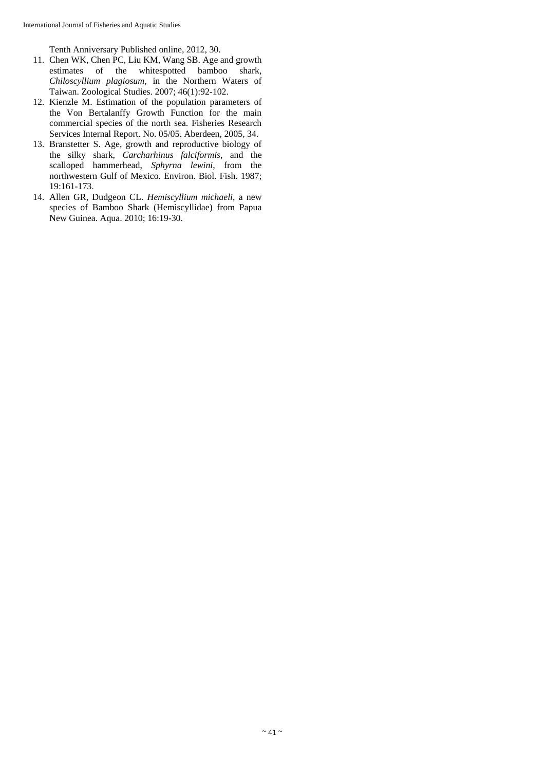Tenth Anniversary Published online, 2012, 30.

11. Chen WK, Chen PC, Liu KM, Wang SB. Age and growth estimates of the whitespotted bamboo shark, *Chiloscyllium plagiosum*, in the Northern Waters of Taiwan. Zoological Studies. 2007; 46(1):92-102.
12. Kienzle M. Estimation of the population parameters of the Von Bertalanffy Growth Function for the main commercial species of the north sea. Fisheries Research Services Internal Report. No. 05/05. Aberdeen, 2005, 34.
13. Branstetter S. Age, growth and reproductive biology of the silky shark, *Carcharhinus falciformis*, and the scalloped hammerhead, *Sphyrna lewini*, from the northwestern Gulf of Mexico. Environ. Biol. Fish. 1987; 19:161-173.
14. Allen GR, Dudgeon CL. *Hemiscyllium michaeli*, a new species of Bamboo Shark (Hemiscyllidae) from Papua New Guinea. Aqua. 2010; 16:19-30.